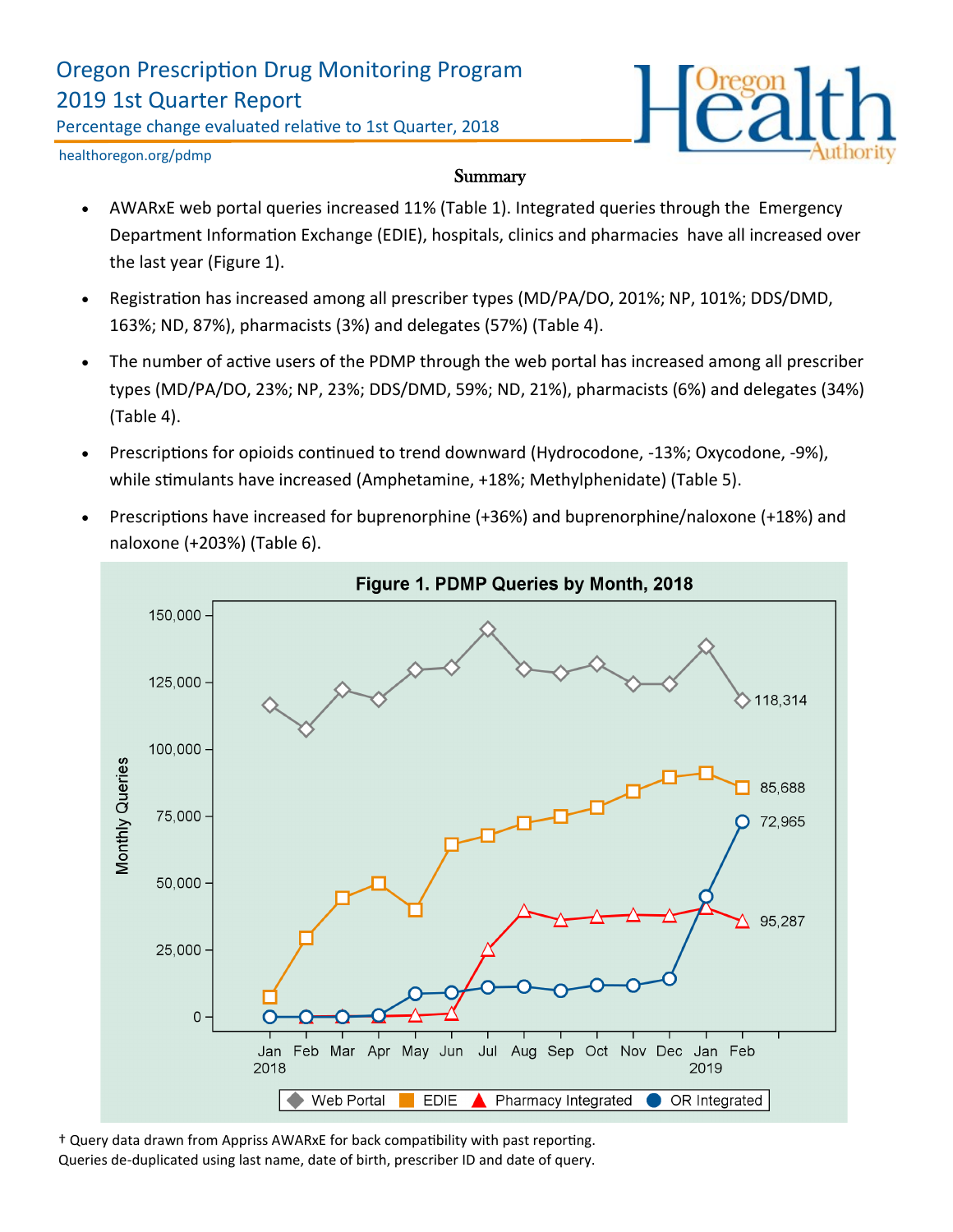# Oregon Prescription Drug Monitoring Program
## 2019 1st Quarter Report

Percentage change evaluated relative to 1st Quarter, 2018

healthoregon.org/pdmp

### Summary

- AWARxE web portal queries increased 11% (Table 1). Integrated queries through the Emergency Department Information Exchange (EDIE), hospitals, clinics and pharmacies have all increased over the last year (Figure 1).
- Registration has increased among all prescriber types (MD/PA/DO, 201%; NP, 101%; DDS/DMD, 163%; ND, 87%), pharmacists (3%) and delegates (57%) (Table 4).
- The number of active users of the PDMP through the web portal has increased among all prescriber types (MD/PA/DO, 23%; NP, 23%; DDS/DMD, 59%; ND, 21%), pharmacists (6%) and delegates (34%) (Table 4).
- Prescriptions for opioids continued to trend downward (Hydrocodone, -13%; Oxycodone, -9%), while stimulants have increased (Amphetamine, +18%; Methylphenidate) (Table 5).
- Prescriptions have increased for buprenorphine (+36%) and buprenorphine/naloxone (+18%) and naloxone (+203%) (Table 6).

**Figure 1. PDMP Queries by Month, 2018**

Monthly Queries, Jan 2018 – Feb 2019. Series: Web Portal (118,314), EDIE (85,688), Pharmacy Integrated (95,287), OR Integrated (72,965).

† Query data drawn from Appriss AWARxE for back compatibility with past reporting.
Queries de-duplicated using last name, date of birth, prescriber ID and date of query.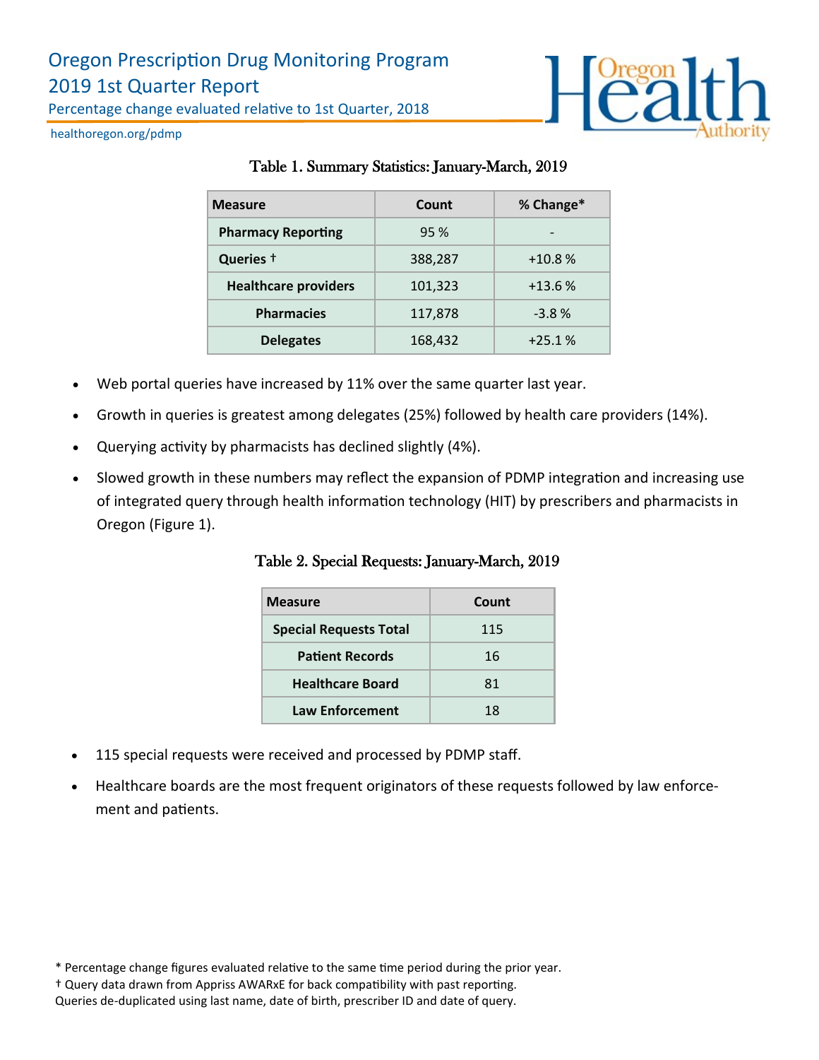# Oregon Prescription Drug Monitoring Program

## 2019 1st Quarter Report

Percentage change evaluated relative to 1st Quarter, 2018

healthoregon.org/pdmp

### Table 1. Summary Statistics: January-March, 2019

| Measure | Count | % Change* |
|---|---|---|
| **Pharmacy Reporting** | 95 % | - |
| **Queries †** | 388,287 | +10.8 % |
| **Healthcare providers** | 101,323 | +13.6 % |
| **Pharmacies** | 117,878 | -3.8 % |
| **Delegates** | 168,432 | +25.1 % |

- Web portal queries have increased by 11% over the same quarter last year.
- Growth in queries is greatest among delegates (25%) followed by health care providers (14%).
- Querying activity by pharmacists has declined slightly (4%).
- Slowed growth in these numbers may reflect the expansion of PDMP integration and increasing use of integrated query through health information technology (HIT) by prescribers and pharmacists in Oregon (Figure 1).

### Table 2. Special Requests: January-March, 2019

| Measure | Count |
|---|---|
| **Special Requests Total** | 115 |
| **Patient Records** | 16 |
| **Healthcare Board** | 81 |
| **Law Enforcement** | 18 |

- 115 special requests were received and processed by PDMP staff.
- Healthcare boards are the most frequent originators of these requests followed by law enforcement and patients.

\* Percentage change figures evaluated relative to the same time period during the prior year.

† Query data drawn from Appriss AWARxE for back compatibility with past reporting.

Queries de-duplicated using last name, date of birth, prescriber ID and date of query.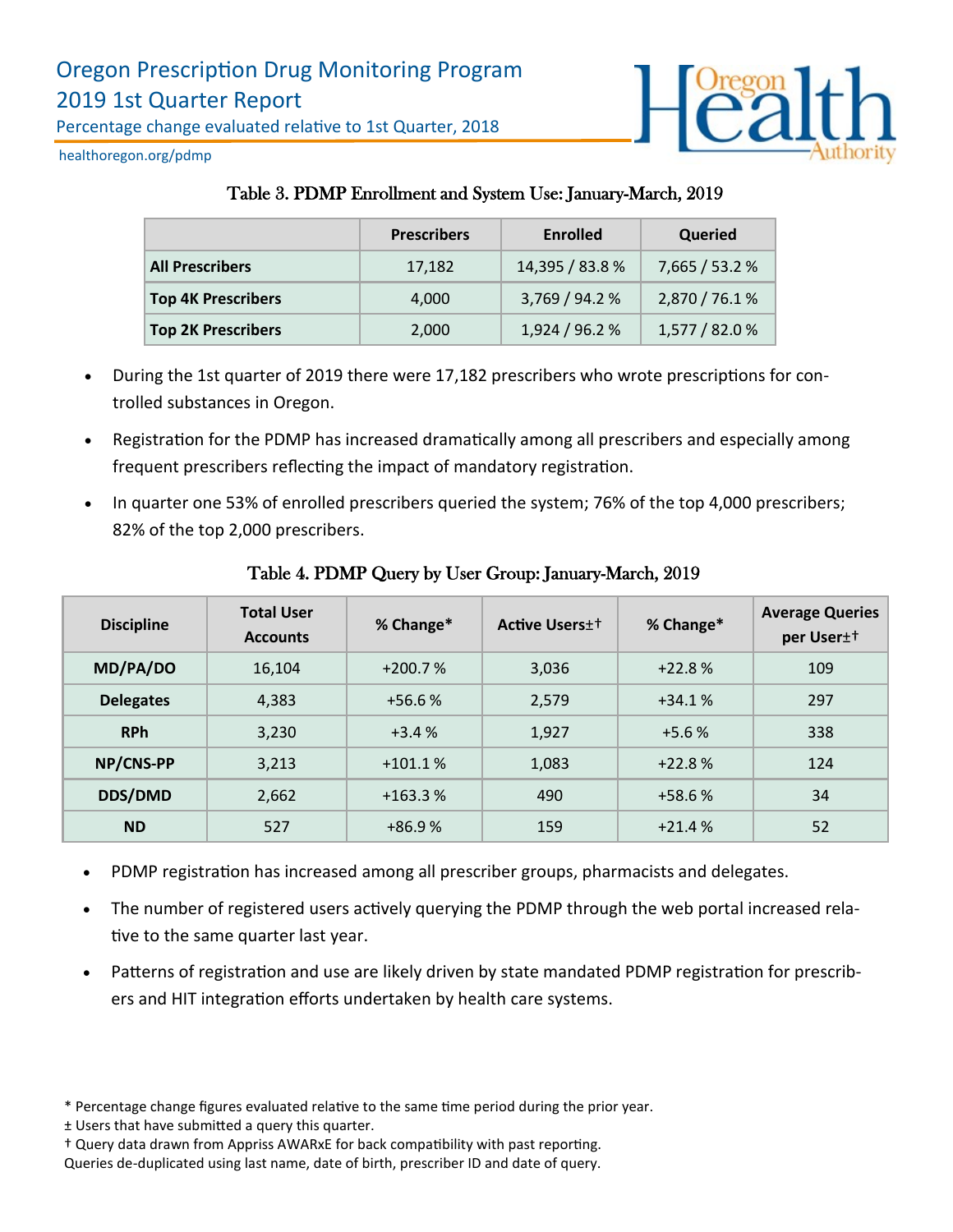# Oregon Prescription Drug Monitoring Program

## 2019 1st Quarter Report

Percentage change evaluated relative to 1st Quarter, 2018

healthoregon.org/pdmp

### Table 3. PDMP Enrollment and System Use: January-March, 2019

| | Prescribers | Enrolled | Queried |
|---|---|---|---|
| **All Prescribers** | 17,182 | 14,395 / 83.8 % | 7,665 / 53.2 % |
| **Top 4K Prescribers** | 4,000 | 3,769 / 94.2 % | 2,870 / 76.1 % |
| **Top 2K Prescribers** | 2,000 | 1,924 / 96.2 % | 1,577 / 82.0 % |

- During the 1st quarter of 2019 there were 17,182 prescribers who wrote prescriptions for controlled substances in Oregon.
- Registration for the PDMP has increased dramatically among all prescribers and especially among frequent prescribers reflecting the impact of mandatory registration.
- In quarter one 53% of enrolled prescribers queried the system; 76% of the top 4,000 prescribers; 82% of the top 2,000 prescribers.

### Table 4. PDMP Query by User Group: January-March, 2019

| Discipline | Total User Accounts | % Change* | Active Users±† | % Change* | Average Queries per User±† |
|---|---|---|---|---|---|
| **MD/PA/DO** | 16,104 | +200.7 % | 3,036 | +22.8 % | 109 |
| **Delegates** | 4,383 | +56.6 % | 2,579 | +34.1 % | 297 |
| **RPh** | 3,230 | +3.4 % | 1,927 | +5.6 % | 338 |
| **NP/CNS-PP** | 3,213 | +101.1 % | 1,083 | +22.8 % | 124 |
| **DDS/DMD** | 2,662 | +163.3 % | 490 | +58.6 % | 34 |
| **ND** | 527 | +86.9 % | 159 | +21.4 % | 52 |

- PDMP registration has increased among all prescriber groups, pharmacists and delegates.
- The number of registered users actively querying the PDMP through the web portal increased relative to the same quarter last year.
- Patterns of registration and use are likely driven by state mandated PDMP registration for prescribers and HIT integration efforts undertaken by health care systems.

\* Percentage change figures evaluated relative to the same time period during the prior year.
± Users that have submitted a query this quarter.
† Query data drawn from Appriss AWARxE for back compatibility with past reporting.
Queries de-duplicated using last name, date of birth, prescriber ID and date of query.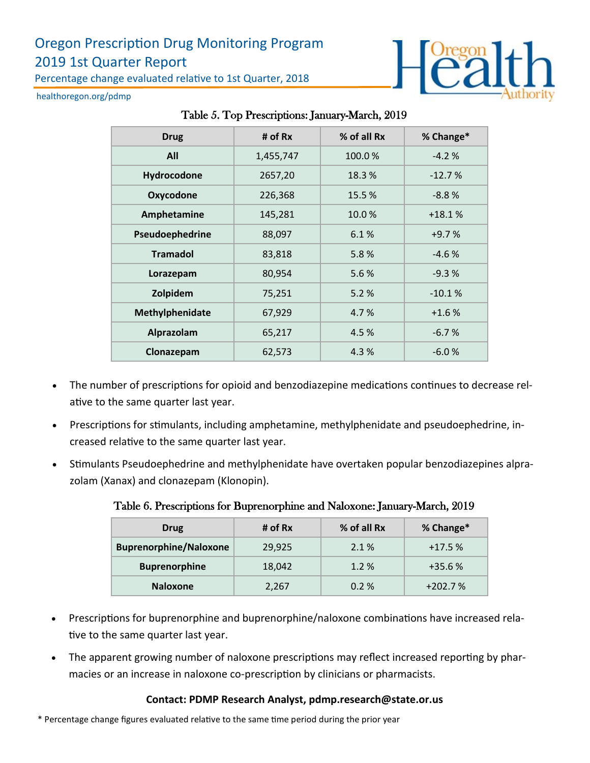# Oregon Prescription Drug Monitoring Program

## 2019 1st Quarter Report

Percentage change evaluated relative to 1st Quarter, 2018

healthoregon.org/pdmp

Table 5. Top Prescriptions: January-March, 2019

| Drug | # of Rx | % of all Rx | % Change* |
|---|---|---|---|
| **All** | 1,455,747 | 100.0 % | -4.2 % |
| **Hydrocodone** | 2657,20 | 18.3 % | -12.7 % |
| **Oxycodone** | 226,368 | 15.5 % | -8.8 % |
| **Amphetamine** | 145,281 | 10.0 % | +18.1 % |
| **Pseudoephedrine** | 88,097 | 6.1 % | +9.7 % |
| **Tramadol** | 83,818 | 5.8 % | -4.6 % |
| **Lorazepam** | 80,954 | 5.6 % | -9.3 % |
| **Zolpidem** | 75,251 | 5.2 % | -10.1 % |
| **Methylphenidate** | 67,929 | 4.7 % | +1.6 % |
| **Alprazolam** | 65,217 | 4.5 % | -6.7 % |
| **Clonazepam** | 62,573 | 4.3 % | -6.0 % |

- The number of prescriptions for opioid and benzodiazepine medications continues to decrease relative to the same quarter last year.
- Prescriptions for stimulants, including amphetamine, methylphenidate and pseudoephedrine, increased relative to the same quarter last year.
- Stimulants Pseudoephedrine and methylphenidate have overtaken popular benzodiazepines alprazolam (Xanax) and clonazepam (Klonopin).

Table 6. Prescriptions for Buprenorphine and Naloxone: January-March, 2019

| Drug | # of Rx | % of all Rx | % Change* |
|---|---|---|---|
| **Buprenorphine/Naloxone** | 29,925 | 2.1 % | +17.5 % |
| **Buprenorphine** | 18,042 | 1.2 % | +35.6 % |
| **Naloxone** | 2,267 | 0.2 % | +202.7 % |

- Prescriptions for buprenorphine and buprenorphine/naloxone combinations have increased relative to the same quarter last year.
- The apparent growing number of naloxone prescriptions may reflect increased reporting by pharmacies or an increase in naloxone co-prescription by clinicians or pharmacists.

**Contact: PDMP Research Analyst, pdmp.research@state.or.us**

* Percentage change figures evaluated relative to the same time period during the prior year